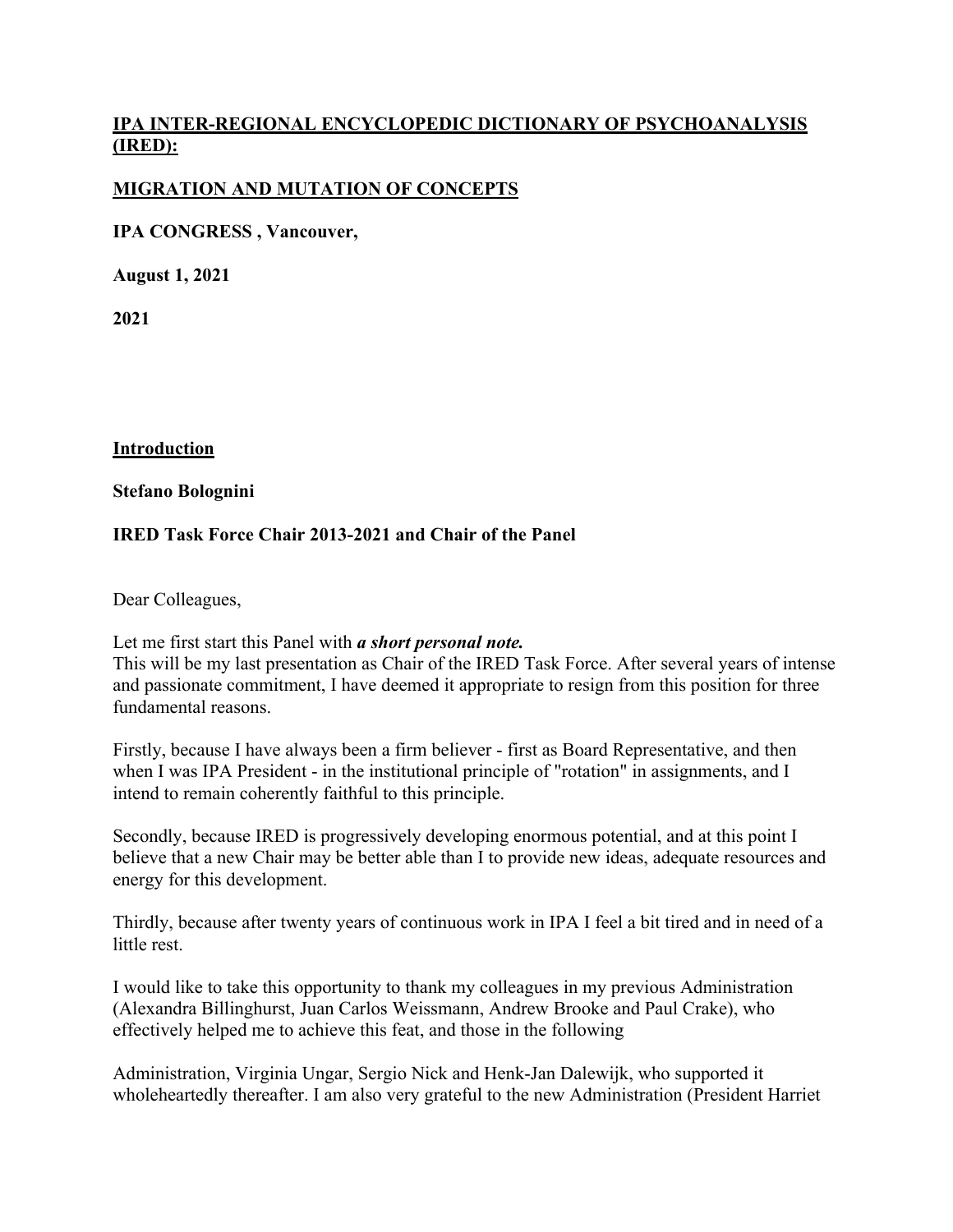# IPA INTER-REGIONAL ENCYCLOPEDIC DICTIONARY OF PSYCHOANALYSIS (IRED):

## MIGRATION AND MUTATION OF CONCEPTS

**IPA CONGRESS , Vancouver,**

**August 1, 2021**

**2021**

## Introduction

**Stefano Bolognini**

**IRED Task Force Chair 2013-2021 and Chair of the Panel**

Dear Colleagues,

Let me first start this Panel with ***a short personal note.***
This will be my last presentation as Chair of the IRED Task Force. After several years of intense and passionate commitment, I have deemed it appropriate to resign from this position for three fundamental reasons.

Firstly, because I have always been a firm believer - first as Board Representative, and then when I was IPA President - in the institutional principle of "rotation" in assignments, and I intend to remain coherently faithful to this principle.

Secondly, because IRED is progressively developing enormous potential, and at this point I believe that a new Chair may be better able than I to provide new ideas, adequate resources and energy for this development.

Thirdly, because after twenty years of continuous work in IPA I feel a bit tired and in need of a little rest.

I would like to take this opportunity to thank my colleagues in my previous Administration (Alexandra Billinghurst, Juan Carlos Weissmann, Andrew Brooke and Paul Crake), who effectively helped me to achieve this feat, and those in the following

Administration, Virginia Ungar, Sergio Nick and Henk-Jan Dalewijk, who supported it wholeheartedly thereafter. I am also very grateful to the new Administration (President Harriet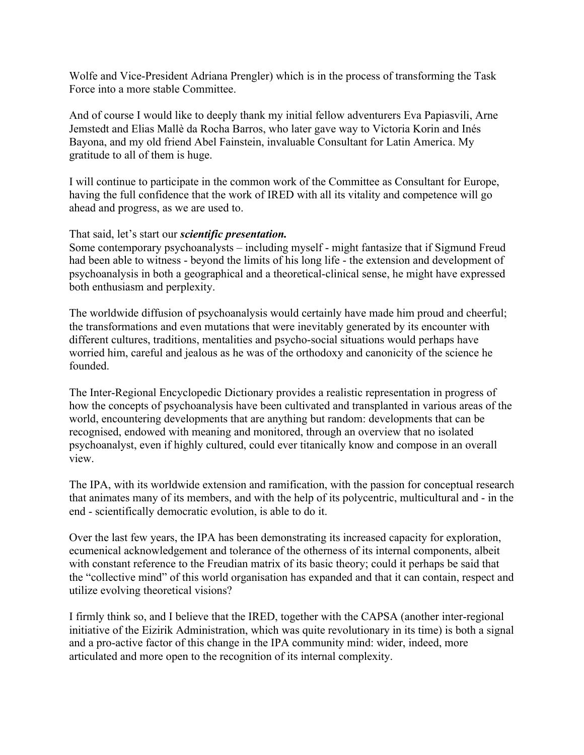Wolfe and Vice-President Adriana Prengler) which is in the process of transforming the Task Force into a more stable Committee.

And of course I would like to deeply thank my initial fellow adventurers Eva Papiasvili, Arne Jemstedt and Elias Mallè da Rocha Barros, who later gave way to Victoria Korin and Inés Bayona, and my old friend Abel Fainstein, invaluable Consultant for Latin America. My gratitude to all of them is huge.

I will continue to participate in the common work of the Committee as Consultant for Europe, having the full confidence that the work of IRED with all its vitality and competence will go ahead and progress, as we are used to.

That said, let's start our ***scientific presentation.***

Some contemporary psychoanalysts – including myself - might fantasize that if Sigmund Freud had been able to witness - beyond the limits of his long life - the extension and development of psychoanalysis in both a geographical and a theoretical-clinical sense, he might have expressed both enthusiasm and perplexity.

The worldwide diffusion of psychoanalysis would certainly have made him proud and cheerful; the transformations and even mutations that were inevitably generated by its encounter with different cultures, traditions, mentalities and psycho-social situations would perhaps have worried him, careful and jealous as he was of the orthodoxy and canonicity of the science he founded.

The Inter-Regional Encyclopedic Dictionary provides a realistic representation in progress of how the concepts of psychoanalysis have been cultivated and transplanted in various areas of the world, encountering developments that are anything but random: developments that can be recognised, endowed with meaning and monitored, through an overview that no isolated psychoanalyst, even if highly cultured, could ever titanically know and compose in an overall view.

The IPA, with its worldwide extension and ramification, with the passion for conceptual research that animates many of its members, and with the help of its polycentric, multicultural and - in the end - scientifically democratic evolution, is able to do it.

Over the last few years, the IPA has been demonstrating its increased capacity for exploration, ecumenical acknowledgement and tolerance of the otherness of its internal components, albeit with constant reference to the Freudian matrix of its basic theory; could it perhaps be said that the "collective mind" of this world organisation has expanded and that it can contain, respect and utilize evolving theoretical visions?

I firmly think so, and I believe that the IRED, together with the CAPSA (another inter-regional initiative of the Eizirik Administration, which was quite revolutionary in its time) is both a signal and a pro-active factor of this change in the IPA community mind: wider, indeed, more articulated and more open to the recognition of its internal complexity.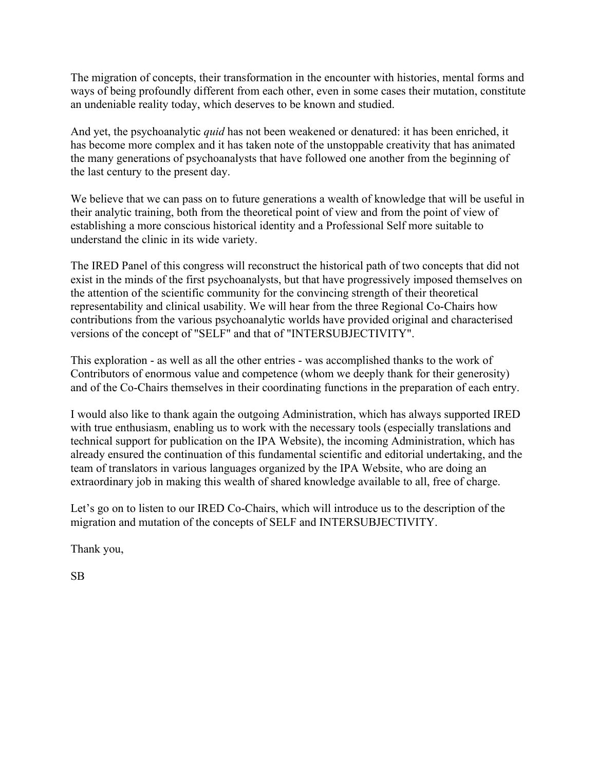The migration of concepts, their transformation in the encounter with histories, mental forms and ways of being profoundly different from each other, even in some cases their mutation, constitute an undeniable reality today, which deserves to be known and studied.

And yet, the psychoanalytic *quid* has not been weakened or denatured: it has been enriched, it has become more complex and it has taken note of the unstoppable creativity that has animated the many generations of psychoanalysts that have followed one another from the beginning of the last century to the present day.

We believe that we can pass on to future generations a wealth of knowledge that will be useful in their analytic training, both from the theoretical point of view and from the point of view of establishing a more conscious historical identity and a Professional Self more suitable to understand the clinic in its wide variety.

The IRED Panel of this congress will reconstruct the historical path of two concepts that did not exist in the minds of the first psychoanalysts, but that have progressively imposed themselves on the attention of the scientific community for the convincing strength of their theoretical representability and clinical usability. We will hear from the three Regional Co-Chairs how contributions from the various psychoanalytic worlds have provided original and characterised versions of the concept of "SELF" and that of "INTERSUBJECTIVITY".

This exploration - as well as all the other entries - was accomplished thanks to the work of Contributors of enormous value and competence (whom we deeply thank for their generosity) and of the Co-Chairs themselves in their coordinating functions in the preparation of each entry.

I would also like to thank again the outgoing Administration, which has always supported IRED with true enthusiasm, enabling us to work with the necessary tools (especially translations and technical support for publication on the IPA Website), the incoming Administration, which has already ensured the continuation of this fundamental scientific and editorial undertaking, and the team of translators in various languages organized by the IPA Website, who are doing an extraordinary job in making this wealth of shared knowledge available to all, free of charge.

Let's go on to listen to our IRED Co-Chairs, which will introduce us to the description of the migration and mutation of the concepts of SELF and INTERSUBJECTIVITY.

Thank you,

SB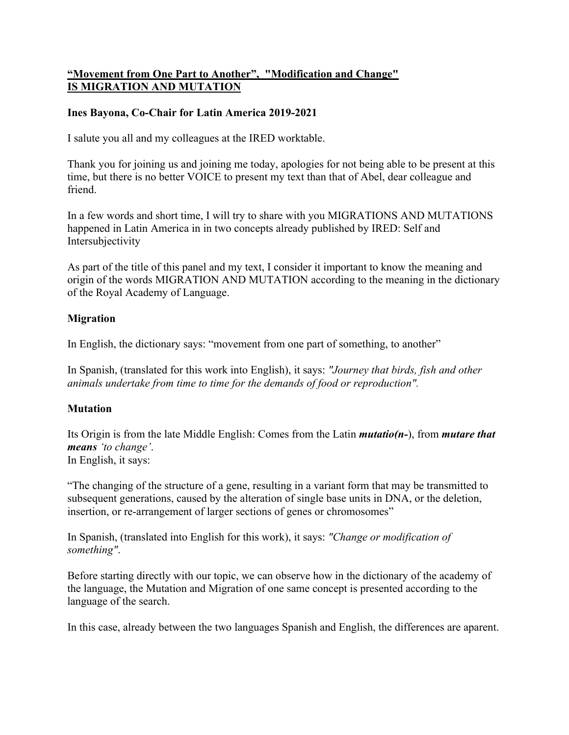**<u>"Movement from One Part to Another", "Modification and Change"</u>**
**<u>IS MIGRATION AND MUTATION</u>**

**Ines Bayona, Co-Chair for Latin America 2019-2021**

I salute you all and my colleagues at the IRED worktable.

Thank you for joining us and joining me today, apologies for not being able to be present at this time, but there is no better VOICE to present my text than that of Abel, dear colleague and friend.

In a few words and short time, I will try to share with you MIGRATIONS AND MUTATIONS happened in Latin America in in two concepts already published by IRED: Self and Intersubjectivity

As part of the title of this panel and my text, I consider it important to know the meaning and origin of the words MIGRATION AND MUTATION according to the meaning in the dictionary of the Royal Academy of Language.

**Migration**

In English, the dictionary says: "movement from one part of something, to another"

In Spanish, (translated for this work into English), it says: *"Journey that birds, fish and other animals undertake from time to time for the demands of food or reproduction".*

**Mutation**

Its Origin is from the late Middle English: Comes from the Latin ***mutatio(n-)***, from ***mutare that means*** *'to change'*.
In English, it says:

"The changing of the structure of a gene, resulting in a variant form that may be transmitted to subsequent generations, caused by the alteration of single base units in DNA, or the deletion, insertion, or re-arrangement of larger sections of genes or chromosomes"

In Spanish, (translated into English for this work), it says: *"Change or modification of something".*

Before starting directly with our topic, we can observe how in the dictionary of the academy of the language, the Mutation and Migration of one same concept is presented according to the language of the search.

In this case, already between the two languages Spanish and English, the differences are aparent.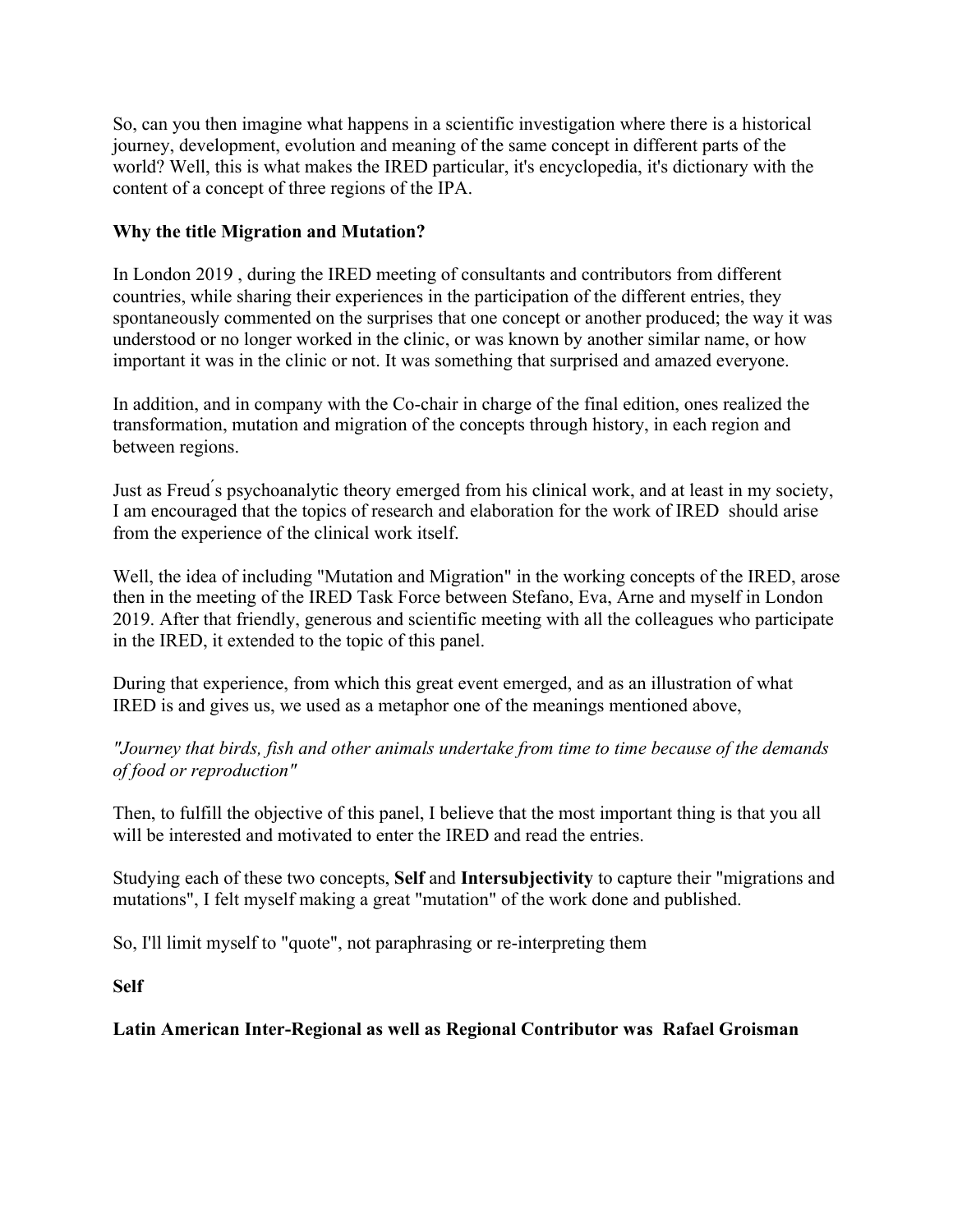So, can you then imagine what happens in a scientific investigation where there is a historical journey, development, evolution and meaning of the same concept in different parts of the world? Well, this is what makes the IRED particular, it's encyclopedia, it's dictionary with the content of a concept of three regions of the IPA.

**Why the title Migration and Mutation?**

In London 2019 , during the IRED meeting of consultants and contributors from different countries, while sharing their experiences in the participation of the different entries, they spontaneously commented on the surprises that one concept or another produced; the way it was understood or no longer worked in the clinic, or was known by another similar name, or how important it was in the clinic or not. It was something that surprised and amazed everyone.

In addition, and in company with the Co-chair in charge of the final edition, ones realized the transformation, mutation and migration of the concepts through history, in each region and between regions.

Just as Freud ́s psychoanalytic theory emerged from his clinical work, and at least in my society, I am encouraged that the topics of research and elaboration for the work of IRED should arise from the experience of the clinical work itself.

Well, the idea of including "Mutation and Migration" in the working concepts of the IRED, arose then in the meeting of the IRED Task Force between Stefano, Eva, Arne and myself in London 2019. After that friendly, generous and scientific meeting with all the colleagues who participate in the IRED, it extended to the topic of this panel.

During that experience, from which this great event emerged, and as an illustration of what IRED is and gives us, we used as a metaphor one of the meanings mentioned above,

*"Journey that birds, fish and other animals undertake from time to time because of the demands of food or reproduction"*

Then, to fulfill the objective of this panel, I believe that the most important thing is that you all will be interested and motivated to enter the IRED and read the entries.

Studying each of these two concepts, **Self** and **Intersubjectivity** to capture their "migrations and mutations", I felt myself making a great "mutation" of the work done and published.

So, I'll limit myself to "quote", not paraphrasing or re-interpreting them

**Self**

**Latin American Inter-Regional as well as Regional Contributor was Rafael Groisman**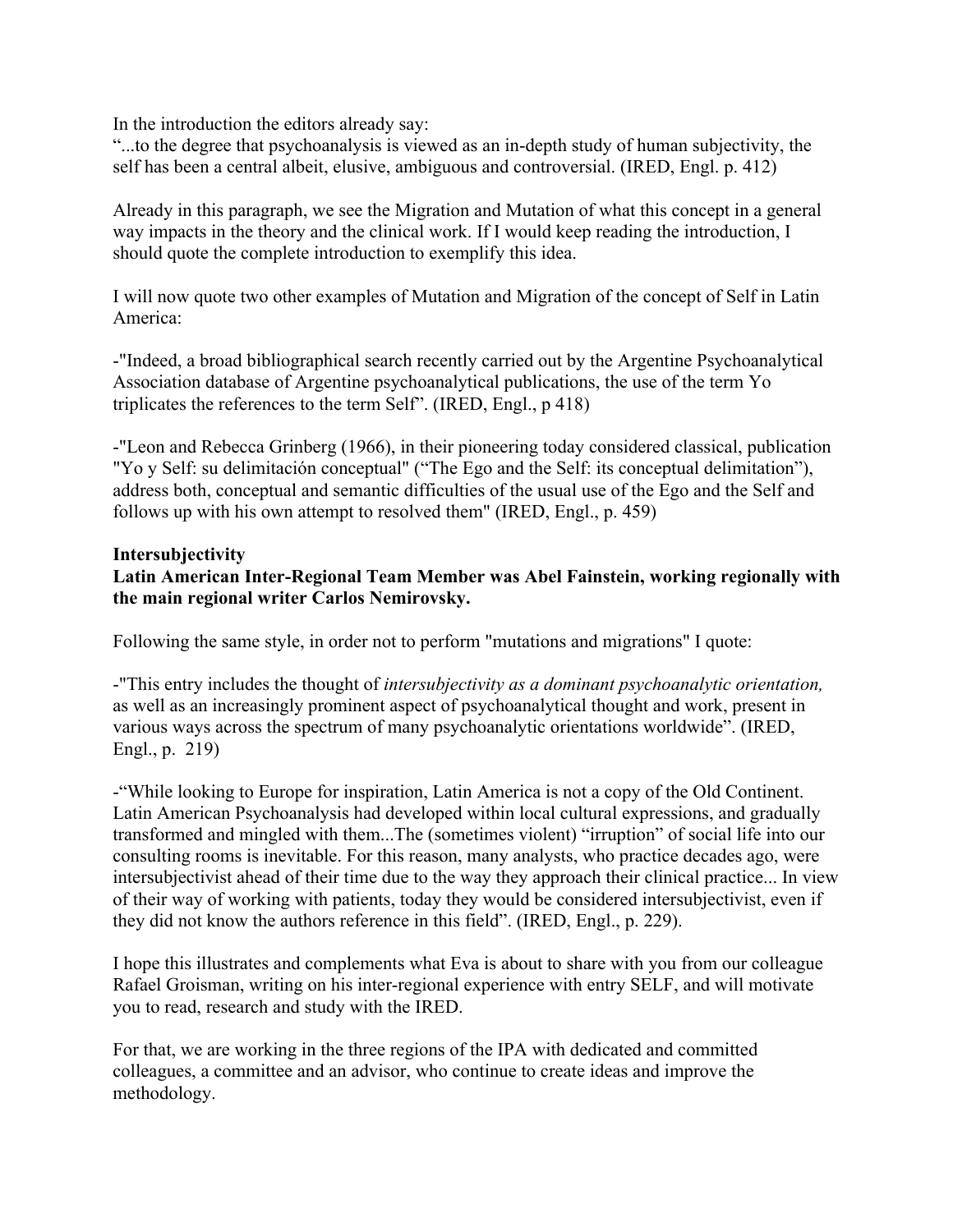In the introduction the editors already say:
"...to the degree that psychoanalysis is viewed as an in-depth study of human subjectivity, the self has been a central albeit, elusive, ambiguous and controversial. (IRED, Engl. p. 412)

Already in this paragraph, we see the Migration and Mutation of what this concept in a general way impacts in the theory and the clinical work. If I would keep reading the introduction, I should quote the complete introduction to exemplify this idea.

I will now quote two other examples of Mutation and Migration of the concept of Self in Latin America:

-"Indeed, a broad bibliographical search recently carried out by the Argentine Psychoanalytical Association database of Argentine psychoanalytical publications, the use of the term Yo triplicates the references to the term Self". (IRED, Engl., p 418)

-"Leon and Rebecca Grinberg (1966), in their pioneering today considered classical, publication "Yo y Self: su delimitación conceptual" ("The Ego and the Self: its conceptual delimitation"), address both, conceptual and semantic difficulties of the usual use of the Ego and the Self and follows up with his own attempt to resolved them" (IRED, Engl., p. 459)

**Intersubjectivity**
**Latin American Inter-Regional Team Member was Abel Fainstein, working regionally with the main regional writer Carlos Nemirovsky.**

Following the same style, in order not to perform "mutations and migrations" I quote:

-"This entry includes the thought of *intersubjectivity as a dominant psychoanalytic orientation,* as well as an increasingly prominent aspect of psychoanalytical thought and work, present in various ways across the spectrum of many psychoanalytic orientations worldwide". (IRED, Engl., p. 219)

-"While looking to Europe for inspiration, Latin America is not a copy of the Old Continent. Latin American Psychoanalysis had developed within local cultural expressions, and gradually transformed and mingled with them...The (sometimes violent) "irruption" of social life into our consulting rooms is inevitable. For this reason, many analysts, who practice decades ago, were intersubjectivist ahead of their time due to the way they approach their clinical practice... In view of their way of working with patients, today they would be considered intersubjectivist, even if they did not know the authors reference in this field". (IRED, Engl., p. 229).

I hope this illustrates and complements what Eva is about to share with you from our colleague Rafael Groisman, writing on his inter-regional experience with entry SELF, and will motivate you to read, research and study with the IRED.

For that, we are working in the three regions of the IPA with dedicated and committed colleagues, a committee and an advisor, who continue to create ideas and improve the methodology.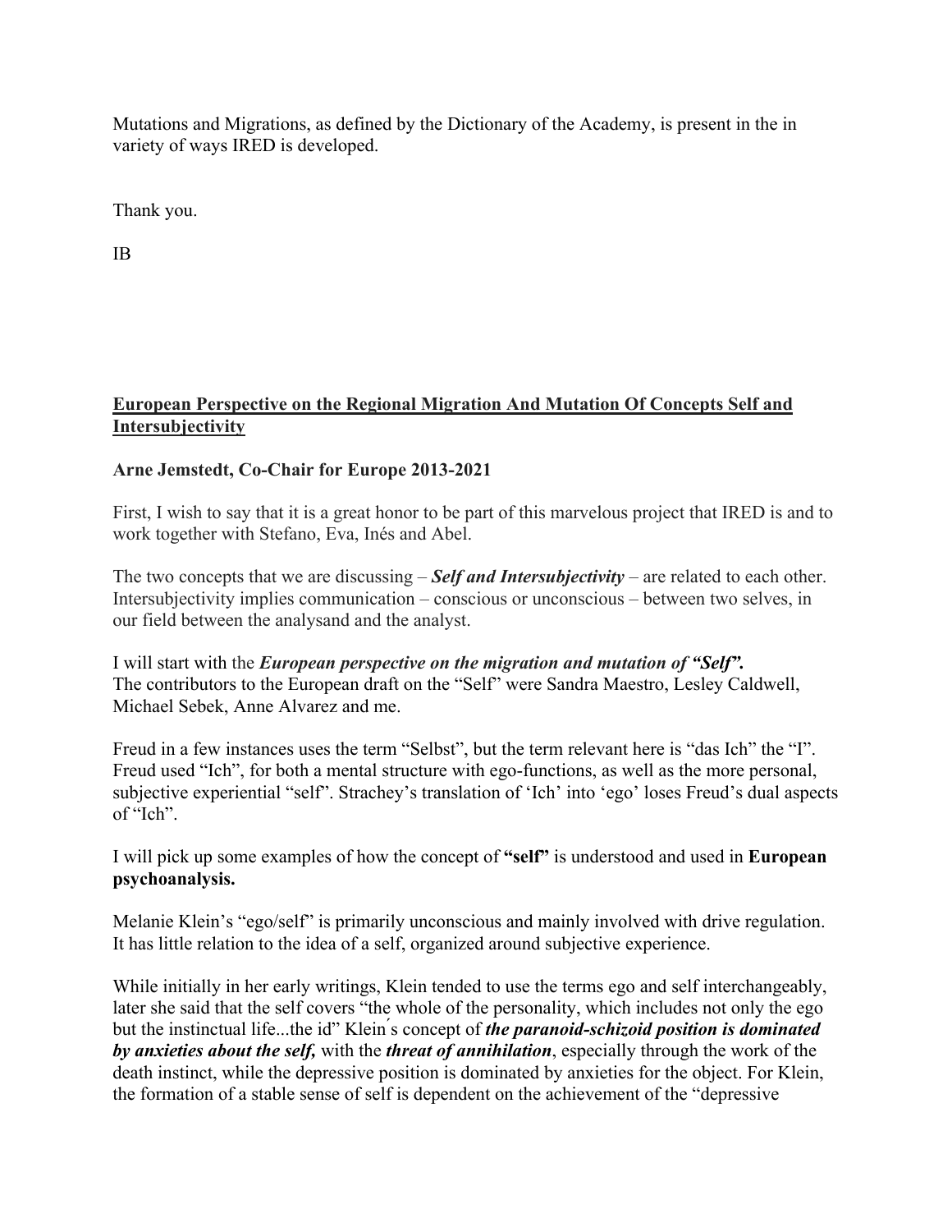Mutations and Migrations, as defined by the Dictionary of the Academy, is present in the in variety of ways IRED is developed.

Thank you.

IB

## European Perspective on the Regional Migration And Mutation Of Concepts Self and Intersubjectivity

**Arne Jemstedt, Co-Chair for Europe 2013-2021**

First, I wish to say that it is a great honor to be part of this marvelous project that IRED is and to work together with Stefano, Eva, Inés and Abel.

The two concepts that we are discussing – ***Self and Intersubjectivity*** – are related to each other. Intersubjectivity implies communication – conscious or unconscious – between two selves, in our field between the analysand and the analyst.

I will start with the ***European perspective on the migration and mutation of "Self".*** The contributors to the European draft on the "Self" were Sandra Maestro, Lesley Caldwell, Michael Sebek, Anne Alvarez and me.

Freud in a few instances uses the term "Selbst", but the term relevant here is "das Ich" the "I". Freud used "Ich", for both a mental structure with ego-functions, as well as the more personal, subjective experiential "self". Strachey's translation of 'Ich' into 'ego' loses Freud's dual aspects of "Ich".

I will pick up some examples of how the concept of **"self"** is understood and used in **European psychoanalysis.**

Melanie Klein's "ego/self" is primarily unconscious and mainly involved with drive regulation. It has little relation to the idea of a self, organized around subjective experience.

While initially in her early writings, Klein tended to use the terms ego and self interchangeably, later she said that the self covers "the whole of the personality, which includes not only the ego but the instinctual life...the id" Klein ́s concept of ***the paranoid-schizoid position is dominated by anxieties about the self,*** with the ***threat of annihilation***, especially through the work of the death instinct, while the depressive position is dominated by anxieties for the object. For Klein, the formation of a stable sense of self is dependent on the achievement of the "depressive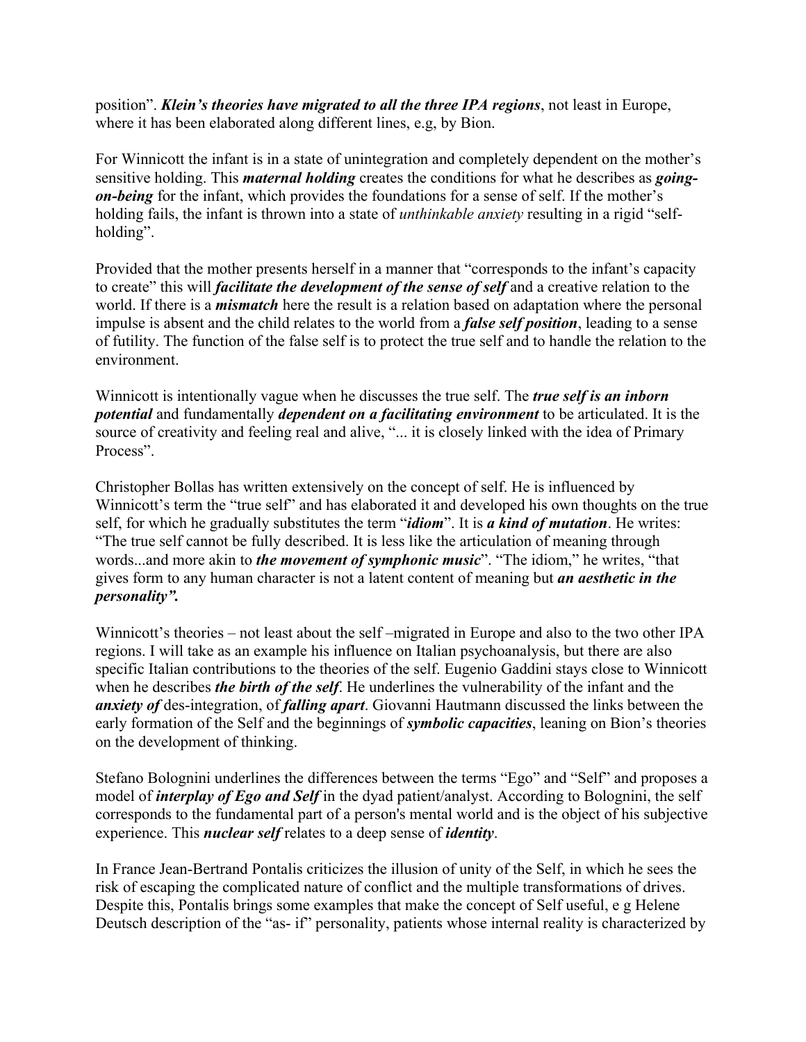position”. ***Klein’s theories have migrated to all the three IPA regions***, not least in Europe, where it has been elaborated along different lines, e.g, by Bion.

For Winnicott the infant is in a state of unintegration and completely dependent on the mother’s sensitive holding. This ***maternal holding*** creates the conditions for what he describes as ***going-on-being*** for the infant, which provides the foundations for a sense of self. If the mother’s holding fails, the infant is thrown into a state of *unthinkable anxiety* resulting in a rigid “self-holding”.

Provided that the mother presents herself in a manner that “corresponds to the infant’s capacity to create” this will ***facilitate the development of the sense of self*** and a creative relation to the world. If there is a ***mismatch*** here the result is a relation based on adaptation where the personal impulse is absent and the child relates to the world from a ***false self position***, leading to a sense of futility. The function of the false self is to protect the true self and to handle the relation to the environment.

Winnicott is intentionally vague when he discusses the true self. The ***true self is an inborn potential*** and fundamentally ***dependent on a facilitating environment*** to be articulated. It is the source of creativity and feeling real and alive, “... it is closely linked with the idea of Primary Process”.

Christopher Bollas has written extensively on the concept of self. He is influenced by Winnicott’s term the “true self” and has elaborated it and developed his own thoughts on the true self, for which he gradually substitutes the term “***idiom***”. It is ***a kind of mutation***. He writes: “The true self cannot be fully described. It is less like the articulation of meaning through words...and more akin to ***the movement of symphonic music***”. “The idiom,” he writes, “that gives form to any human character is not a latent content of meaning but ***an aesthetic in the personality”.***

Winnicott’s theories – not least about the self –migrated in Europe and also to the two other IPA regions. I will take as an example his influence on Italian psychoanalysis, but there are also specific Italian contributions to the theories of the self. Eugenio Gaddini stays close to Winnicott when he describes ***the birth of the self***. He underlines the vulnerability of the infant and the ***anxiety of*** des-integration, of ***falling apart***. Giovanni Hautmann discussed the links between the early formation of the Self and the beginnings of ***symbolic capacities***, leaning on Bion’s theories on the development of thinking.

Stefano Bolognini underlines the differences between the terms “Ego” and “Self” and proposes a model of ***interplay of Ego and Self*** in the dyad patient/analyst. According to Bolognini, the self corresponds to the fundamental part of a person's mental world and is the object of his subjective experience. This ***nuclear self*** relates to a deep sense of ***identity***.

In France Jean-Bertrand Pontalis criticizes the illusion of unity of the Self, in which he sees the risk of escaping the complicated nature of conflict and the multiple transformations of drives. Despite this, Pontalis brings some examples that make the concept of Self useful, e g Helene Deutsch description of the “as- if” personality, patients whose internal reality is characterized by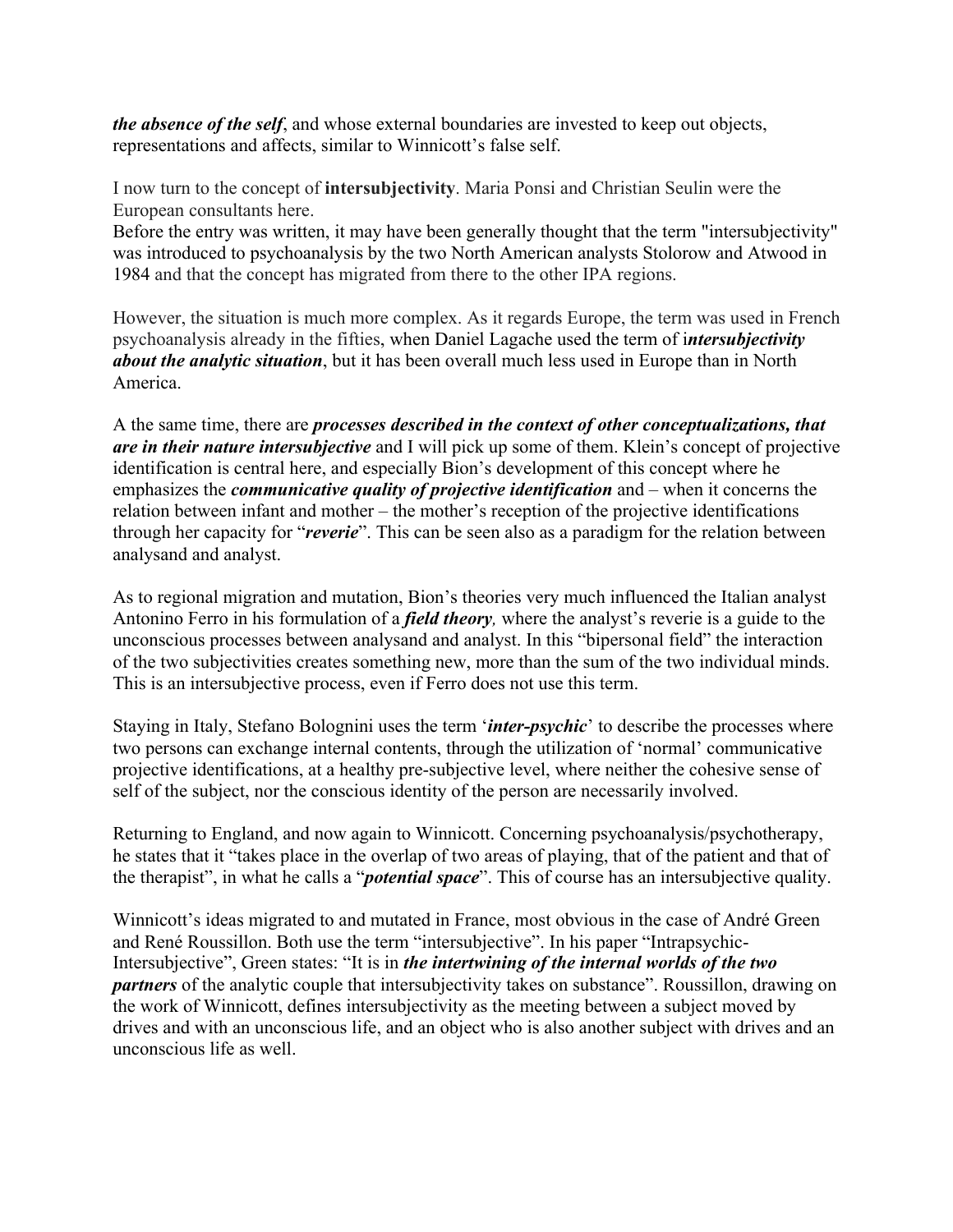***the absence of the self***, and whose external boundaries are invested to keep out objects, representations and affects, similar to Winnicott's false self.

I now turn to the concept of **intersubjectivity**. Maria Ponsi and Christian Seulin were the European consultants here.
Before the entry was written, it may have been generally thought that the term "intersubjectivity" was introduced to psychoanalysis by the two North American analysts Stolorow and Atwood in 1984 and that the concept has migrated from there to the other IPA regions.

However, the situation is much more complex. As it regards Europe, the term was used in French psychoanalysis already in the fifties, when Daniel Lagache used the term of i***ntersubjectivity about the analytic situation***, but it has been overall much less used in Europe than in North America.

A the same time, there are ***processes described in the context of other conceptualizations, that are in their nature intersubjective*** and I will pick up some of them. Klein's concept of projective identification is central here, and especially Bion's development of this concept where he emphasizes the ***communicative quality of projective identification*** and – when it concerns the relation between infant and mother – the mother's reception of the projective identifications through her capacity for "***reverie***". This can be seen also as a paradigm for the relation between analysand and analyst.

As to regional migration and mutation, Bion's theories very much influenced the Italian analyst Antonino Ferro in his formulation of a ***field theory,*** where the analyst's reverie is a guide to the unconscious processes between analysand and analyst. In this "bipersonal field" the interaction of the two subjectivities creates something new, more than the sum of the two individual minds. This is an intersubjective process, even if Ferro does not use this term.

Staying in Italy, Stefano Bolognini uses the term '***inter-psychic***' to describe the processes where two persons can exchange internal contents, through the utilization of 'normal' communicative projective identifications, at a healthy pre-subjective level, where neither the cohesive sense of self of the subject, nor the conscious identity of the person are necessarily involved.

Returning to England, and now again to Winnicott. Concerning psychoanalysis/psychotherapy, he states that it "takes place in the overlap of two areas of playing, that of the patient and that of the therapist", in what he calls a "***potential space***". This of course has an intersubjective quality.

Winnicott's ideas migrated to and mutated in France, most obvious in the case of André Green and René Roussillon. Both use the term "intersubjective". In his paper "Intrapsychic-Intersubjective", Green states: "It is in ***the intertwining of the internal worlds of the two partners*** of the analytic couple that intersubjectivity takes on substance". Roussillon, drawing on the work of Winnicott, defines intersubjectivity as the meeting between a subject moved by drives and with an unconscious life, and an object who is also another subject with drives and an unconscious life as well.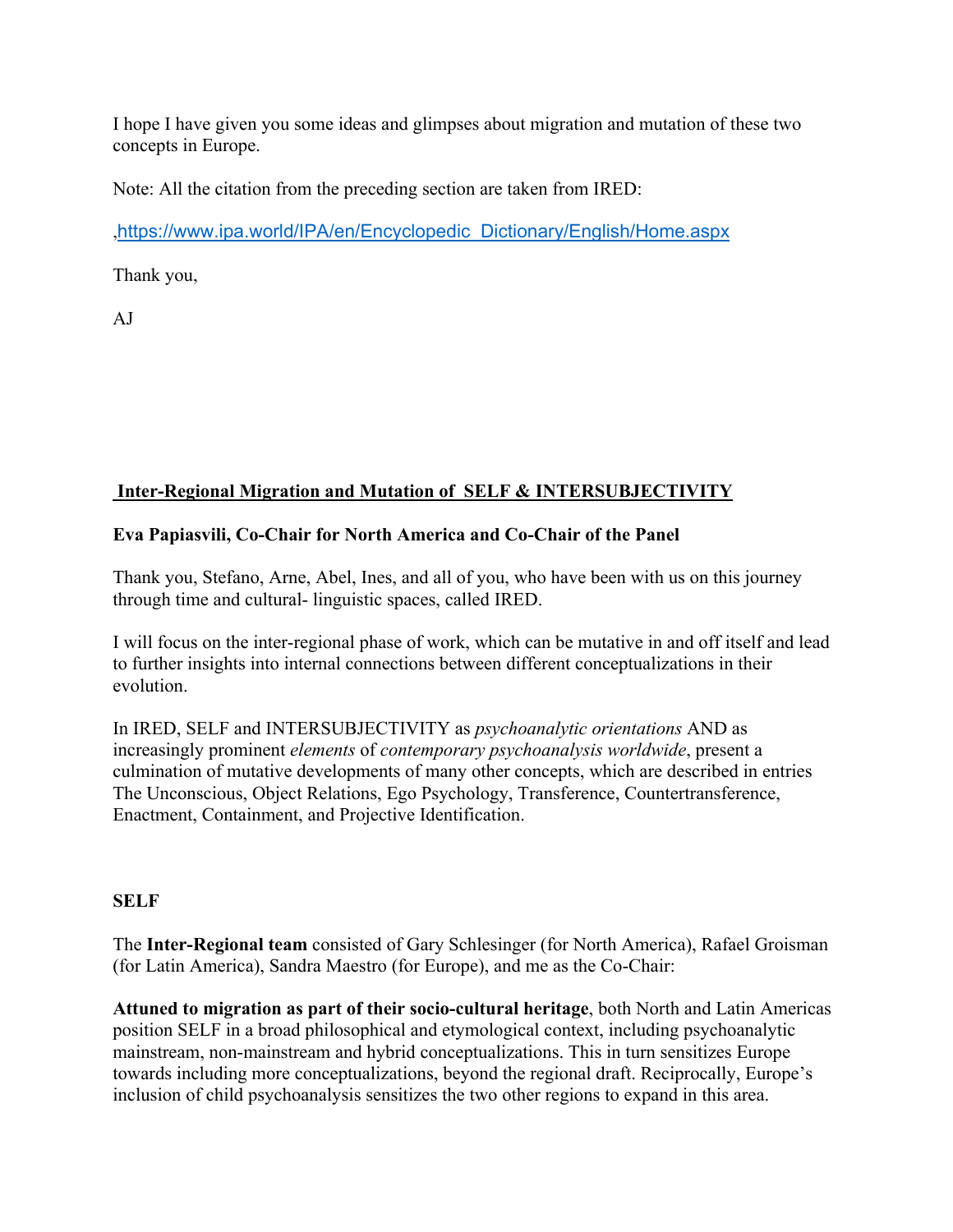I hope I have given you some ideas and glimpses about migration and mutation of these two concepts in Europe.

Note: All the citation from the preceding section are taken from IRED:

,https://www.ipa.world/IPA/en/Encyclopedic_Dictionary/English/Home.aspx

Thank you,

AJ

## Inter-Regional Migration and Mutation of SELF & INTERSUBJECTIVITY

**Eva Papiasvili, Co-Chair for North America and Co-Chair of the Panel**

Thank you, Stefano, Arne, Abel, Ines, and all of you, who have been with us on this journey through time and cultural- linguistic spaces, called IRED.

I will focus on the inter-regional phase of work, which can be mutative in and off itself and lead to further insights into internal connections between different conceptualizations in their evolution.

In IRED, SELF and INTERSUBJECTIVITY as *psychoanalytic orientations* AND as increasingly prominent *elements* of *contemporary psychoanalysis worldwide*, present a culmination of mutative developments of many other concepts, which are described in entries The Unconscious, Object Relations, Ego Psychology, Transference, Countertransference, Enactment, Containment, and Projective Identification.

### SELF

The **Inter-Regional team** consisted of Gary Schlesinger (for North America), Rafael Groisman (for Latin America), Sandra Maestro (for Europe), and me as the Co-Chair:

**Attuned to migration as part of their socio-cultural heritage**, both North and Latin Americas position SELF in a broad philosophical and etymological context, including psychoanalytic mainstream, non-mainstream and hybrid conceptualizations. This in turn sensitizes Europe towards including more conceptualizations, beyond the regional draft. Reciprocally, Europe's inclusion of child psychoanalysis sensitizes the two other regions to expand in this area.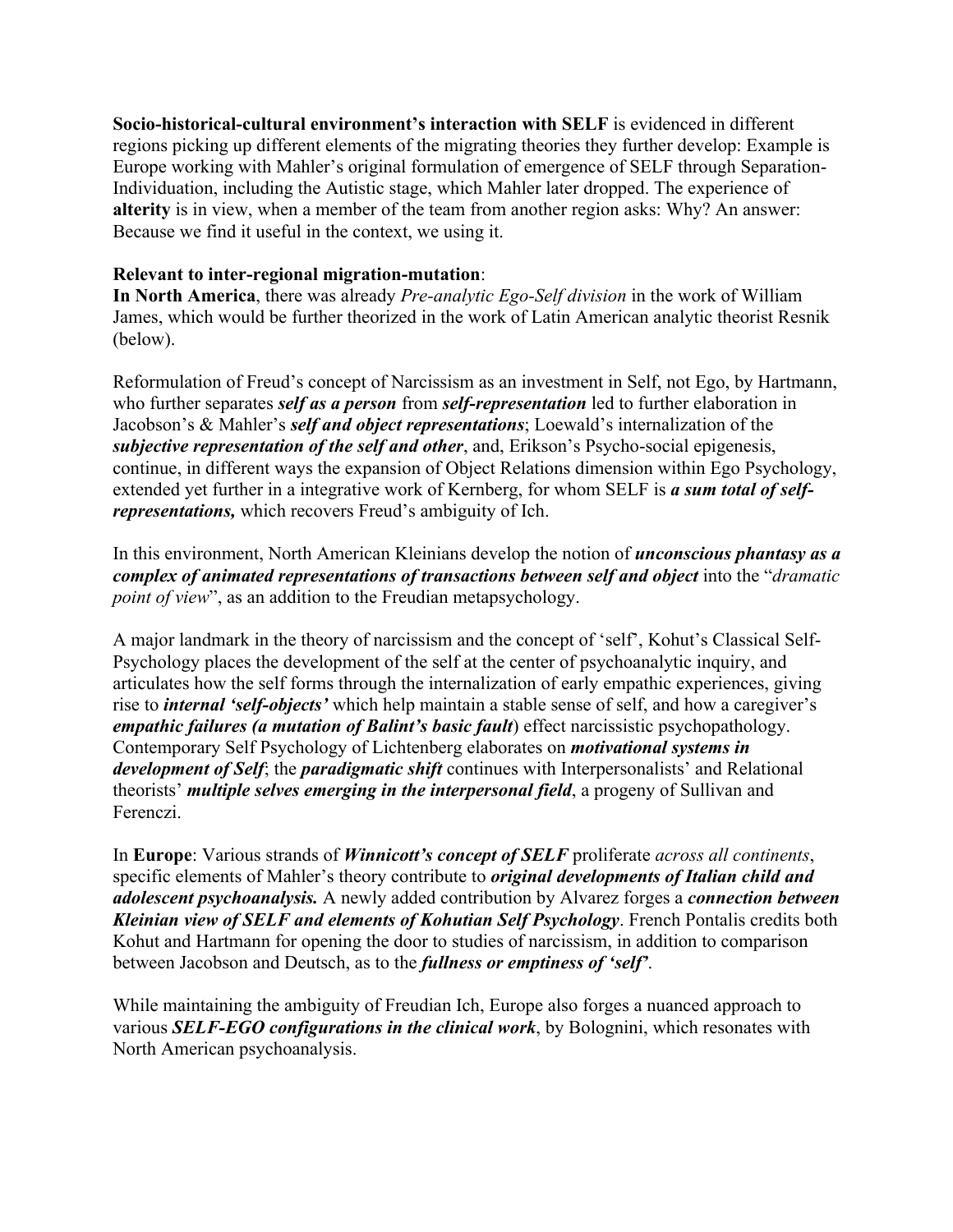**Socio-historical-cultural environment's interaction with SELF** is evidenced in different regions picking up different elements of the migrating theories they further develop: Example is Europe working with Mahler's original formulation of emergence of SELF through Separation-Individuation, including the Autistic stage, which Mahler later dropped. The experience of **alterity** is in view, when a member of the team from another region asks: Why? An answer: Because we find it useful in the context, we using it.

**Relevant to inter-regional migration-mutation**:
**In North America**, there was already *Pre-analytic Ego-Self division* in the work of William James, which would be further theorized in the work of Latin American analytic theorist Resnik (below).

Reformulation of Freud's concept of Narcissism as an investment in Self, not Ego, by Hartmann, who further separates ***self as a person*** from ***self-representation*** led to further elaboration in Jacobson's & Mahler's ***self and object representations***; Loewald's internalization of the ***subjective representation of the self and other***, and, Erikson's Psycho-social epigenesis, continue, in different ways the expansion of Object Relations dimension within Ego Psychology, extended yet further in a integrative work of Kernberg, for whom SELF is ***a sum total of self-representations,*** which recovers Freud's ambiguity of Ich.

In this environment, North American Kleinians develop the notion of ***unconscious phantasy as a complex of animated representations of transactions between self and object*** into the "*dramatic point of view*", as an addition to the Freudian metapsychology.

A major landmark in the theory of narcissism and the concept of 'self', Kohut's Classical Self-Psychology places the development of the self at the center of psychoanalytic inquiry, and articulates how the self forms through the internalization of early empathic experiences, giving rise to ***internal 'self-objects'*** which help maintain a stable sense of self, and how a caregiver's ***empathic failures (a mutation of Balint's basic fault***) effect narcissistic psychopathology. Contemporary Self Psychology of Lichtenberg elaborates on ***motivational systems in development of Self***; the ***paradigmatic shift*** continues with Interpersonalists' and Relational theorists' ***multiple selves emerging in the interpersonal field***, a progeny of Sullivan and Ferenczi.

In **Europe**: Various strands of ***Winnicott's concept of SELF*** proliferate *across all continents*, specific elements of Mahler's theory contribute to ***original developments of Italian child and adolescent psychoanalysis.*** A newly added contribution by Alvarez forges a ***connection between Kleinian view of SELF and elements of Kohutian Self Psychology***. French Pontalis credits both Kohut and Hartmann for opening the door to studies of narcissism, in addition to comparison between Jacobson and Deutsch, as to the ***fullness or emptiness of 'self'***.

While maintaining the ambiguity of Freudian Ich, Europe also forges a nuanced approach to various ***SELF-EGO configurations in the clinical work***, by Bolognini, which resonates with North American psychoanalysis.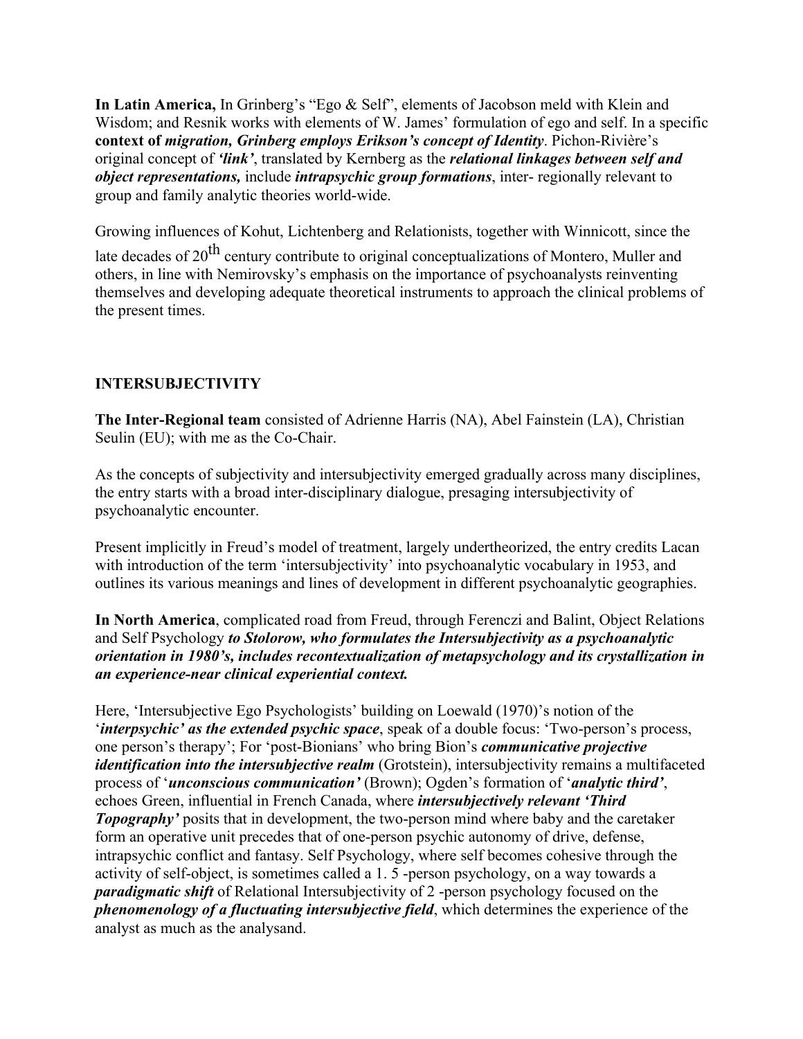**In Latin America,** In Grinberg's "Ego & Self", elements of Jacobson meld with Klein and Wisdom; and Resnik works with elements of W. James' formulation of ego and self. In a specific **context of *migration, Grinberg employs Erikson's concept of Identity***. Pichon-Rivière's original concept of ***'link'***, translated by Kernberg as the ***relational linkages between self and object representations,*** include ***intrapsychic group formations***, inter- regionally relevant to group and family analytic theories world-wide.

Growing influences of Kohut, Lichtenberg and Relationists, together with Winnicott, since the late decades of 20th century contribute to original conceptualizations of Montero, Muller and others, in line with Nemirovsky's emphasis on the importance of psychoanalysts reinventing themselves and developing adequate theoretical instruments to approach the clinical problems of the present times.

## INTERSUBJECTIVITY

**The Inter-Regional team** consisted of Adrienne Harris (NA), Abel Fainstein (LA), Christian Seulin (EU); with me as the Co-Chair.

As the concepts of subjectivity and intersubjectivity emerged gradually across many disciplines, the entry starts with a broad inter-disciplinary dialogue, presaging intersubjectivity of psychoanalytic encounter.

Present implicitly in Freud's model of treatment, largely undertheorized, the entry credits Lacan with introduction of the term 'intersubjectivity' into psychoanalytic vocabulary in 1953, and outlines its various meanings and lines of development in different psychoanalytic geographies.

**In North America**, complicated road from Freud, through Ferenczi and Balint, Object Relations and Self Psychology ***to Stolorow, who formulates the Intersubjectivity as a psychoanalytic orientation in 1980's, includes recontextualization of metapsychology and its crystallization in an experience-near clinical experiential context.***

Here, 'Intersubjective Ego Psychologists' building on Loewald (1970)'s notion of the '***interpsychic' as the extended psychic space***, speak of a double focus: 'Two-person's process, one person's therapy'; For 'post-Bionians' who bring Bion's ***communicative projective identification into the intersubjective realm*** (Grotstein), intersubjectivity remains a multifaceted process of '***unconscious communication'*** (Brown); Ogden's formation of '***analytic third'***, echoes Green, influential in French Canada, where ***intersubjectively relevant 'Third Topography'*** posits that in development, the two-person mind where baby and the caretaker form an operative unit precedes that of one-person psychic autonomy of drive, defense, intrapsychic conflict and fantasy. Self Psychology, where self becomes cohesive through the activity of self-object, is sometimes called a 1. 5 -person psychology, on a way towards a ***paradigmatic shift*** of Relational Intersubjectivity of 2 -person psychology focused on the ***phenomenology of a fluctuating intersubjective field***, which determines the experience of the analyst as much as the analysand.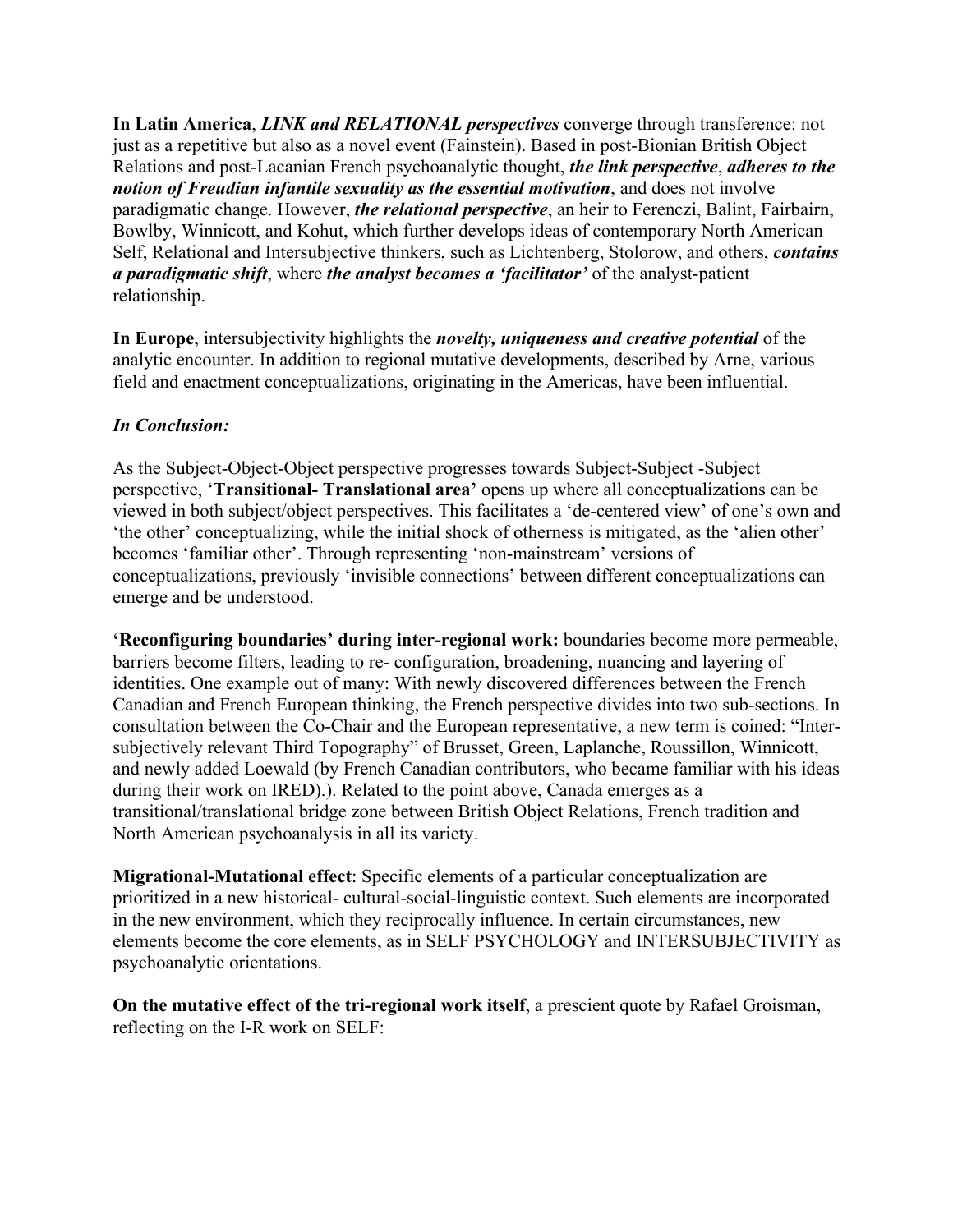**In Latin America**, ***LINK and RELATIONAL perspectives*** converge through transference: not just as a repetitive but also as a novel event (Fainstein). Based in post-Bionian British Object Relations and post-Lacanian French psychoanalytic thought, ***the link perspective***, ***adheres to the notion of Freudian infantile sexuality as the essential motivation***, and does not involve paradigmatic change. However, ***the relational perspective***, an heir to Ferenczi, Balint, Fairbairn, Bowlby, Winnicott, and Kohut, which further develops ideas of contemporary North American Self, Relational and Intersubjective thinkers, such as Lichtenberg, Stolorow, and others, ***contains a paradigmatic shift***, where ***the analyst becomes a 'facilitator'*** of the analyst-patient relationship.

**In Europe**, intersubjectivity highlights the ***novelty, uniqueness and creative potential*** of the analytic encounter. In addition to regional mutative developments, described by Arne, various field and enactment conceptualizations, originating in the Americas, have been influential.

***In Conclusion:***

As the Subject-Object-Object perspective progresses towards Subject-Subject -Subject perspective, '**Transitional- Translational area'** opens up where all conceptualizations can be viewed in both subject/object perspectives. This facilitates a 'de-centered view' of one's own and 'the other' conceptualizing, while the initial shock of otherness is mitigated, as the 'alien other' becomes 'familiar other'. Through representing 'non-mainstream' versions of conceptualizations, previously 'invisible connections' between different conceptualizations can emerge and be understood.

**'Reconfiguring boundaries' during inter-regional work:** boundaries become more permeable, barriers become filters, leading to re- configuration, broadening, nuancing and layering of identities. One example out of many: With newly discovered differences between the French Canadian and French European thinking, the French perspective divides into two sub-sections. In consultation between the Co-Chair and the European representative, a new term is coined: "Inter-subjectively relevant Third Topography" of Brusset, Green, Laplanche, Roussillon, Winnicott, and newly added Loewald (by French Canadian contributors, who became familiar with his ideas during their work on IRED).). Related to the point above, Canada emerges as a transitional/translational bridge zone between British Object Relations, French tradition and North American psychoanalysis in all its variety.

**Migrational-Mutational effect**: Specific elements of a particular conceptualization are prioritized in a new historical- cultural-social-linguistic context. Such elements are incorporated in the new environment, which they reciprocally influence. In certain circumstances, new elements become the core elements, as in SELF PSYCHOLOGY and INTERSUBJECTIVITY as psychoanalytic orientations.

**On the mutative effect of the tri-regional work itself**, a prescient quote by Rafael Groisman, reflecting on the I-R work on SELF: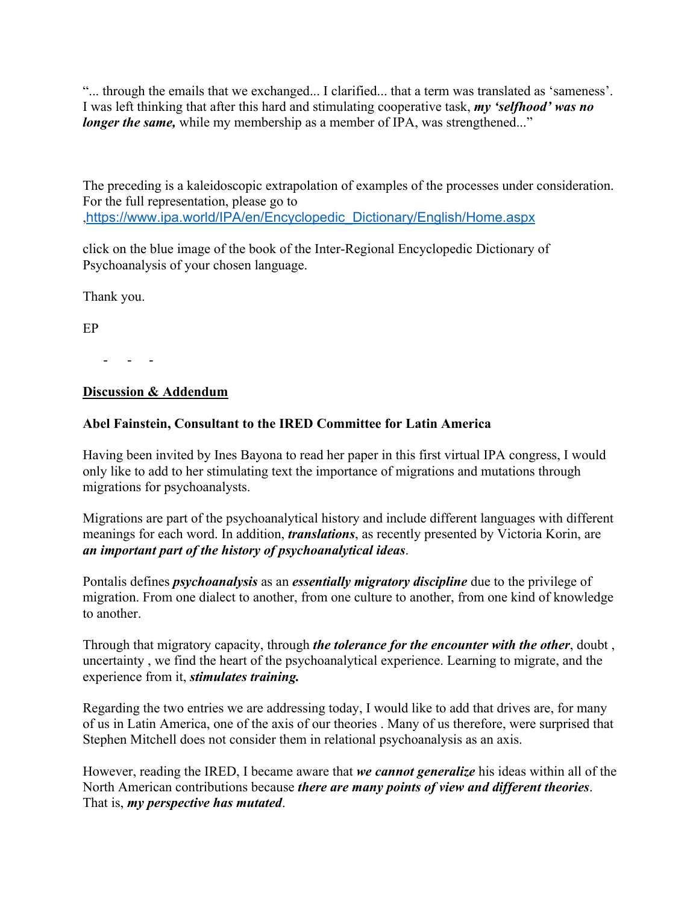"... through the emails that we exchanged... I clarified... that a term was translated as 'sameness'. I was left thinking that after this hard and stimulating cooperative task, ***my 'selfhood' was no longer the same,*** while my membership as a member of IPA, was strengthened..."

The preceding is a kaleidoscopic extrapolation of examples of the processes under consideration. For the full representation, please go to ,https://www.ipa.world/IPA/en/Encyclopedic_Dictionary/English/Home.aspx

click on the blue image of the book of the Inter-Regional Encyclopedic Dictionary of Psychoanalysis of your chosen language.

Thank you.

EP

\- - -

**Discussion & Addendum**

**Abel Fainstein, Consultant to the IRED Committee for Latin America**

Having been invited by Ines Bayona to read her paper in this first virtual IPA congress, I would only like to add to her stimulating text the importance of migrations and mutations through migrations for psychoanalysts.

Migrations are part of the psychoanalytical history and include different languages with different meanings for each word. In addition, ***translations***, as recently presented by Victoria Korin, are ***an important part of the history of psychoanalytical ideas***.

Pontalis defines ***psychoanalysis*** as an ***essentially migratory discipline*** due to the privilege of migration. From one dialect to another, from one culture to another, from one kind of knowledge to another.

Through that migratory capacity, through ***the tolerance for the encounter with the other***, doubt , uncertainty , we find the heart of the psychoanalytical experience. Learning to migrate, and the experience from it, ***stimulates training.***

Regarding the two entries we are addressing today, I would like to add that drives are, for many of us in Latin America, one of the axis of our theories . Many of us therefore, were surprised that Stephen Mitchell does not consider them in relational psychoanalysis as an axis.

However, reading the IRED, I became aware that ***we cannot generalize*** his ideas within all of the North American contributions because ***there are many points of view and different theories***. That is, ***my perspective has mutated***.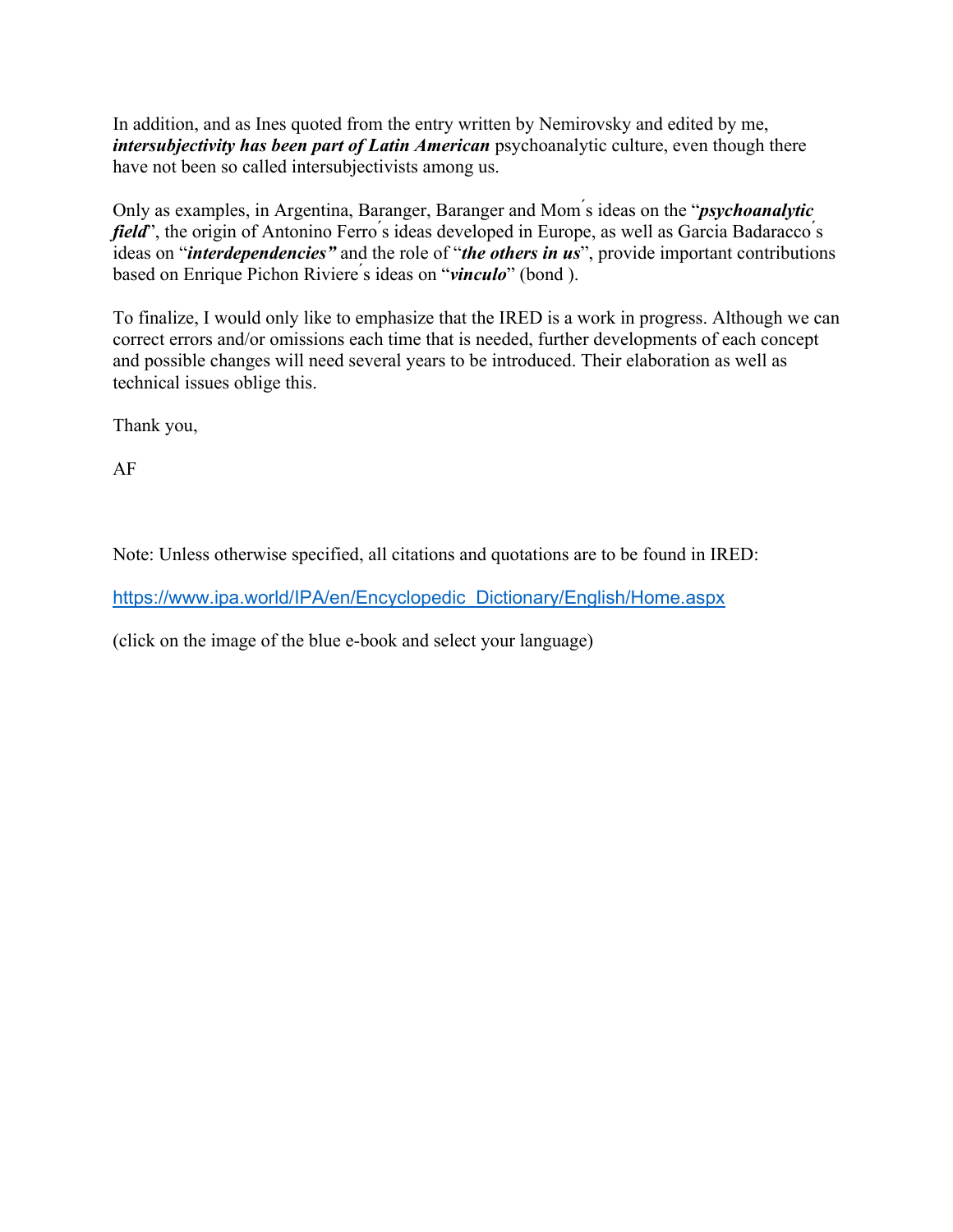In addition, and as Ines quoted from the entry written by Nemirovsky and edited by me, ***intersubjectivity has been part of Latin American*** psychoanalytic culture, even though there have not been so called intersubjectivists among us.

Only as examples, in Argentina, Baranger, Baranger and Mom´s ideas on the "***psychoanalytic field***", the origin of Antonino Ferro´s ideas developed in Europe, as well as Garcia Badaracco´s ideas on "***interdependencies"*** and the role of "***the others in us***", provide important contributions based on Enrique Pichon Riviere´s ideas on "***vinculo***" (bond ).

To finalize, I would only like to emphasize that the IRED is a work in progress. Although we can correct errors and/or omissions each time that is needed, further developments of each concept and possible changes will need several years to be introduced. Their elaboration as well as technical issues oblige this.

Thank you,

AF

Note: Unless otherwise specified, all citations and quotations are to be found in IRED:

https://www.ipa.world/IPA/en/Encyclopedic_Dictionary/English/Home.aspx

(click on the image of the blue e-book and select your language)